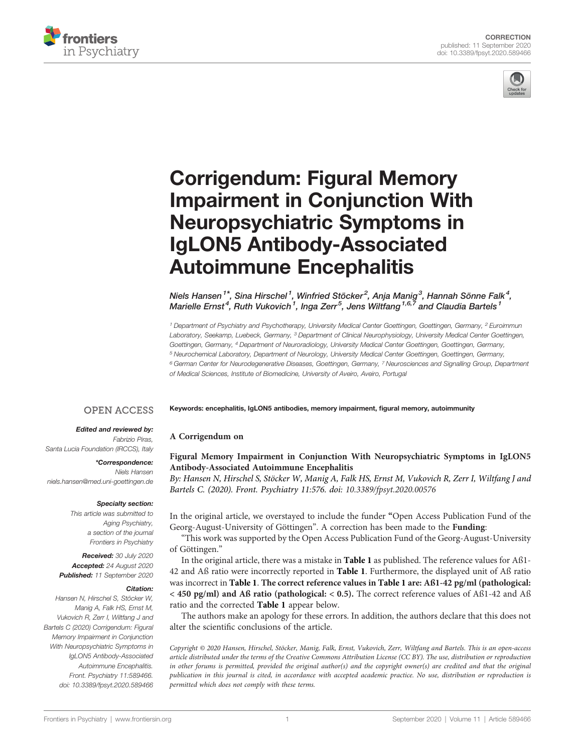CORRECTION
published: 11 September 2020
doi: 10.3389/fpsyt.2020.589466

# Corrigendum: Figural Memory Impairment in Conjunction With Neuropsychiatric Symptoms in IgLON5 Antibody-Associated Autoimmune Encephalitis

Niels Hansen[1*], Sina Hirschel[1], Winfried Stöcker[2], Anja Manig[3], Hannah Sönne Falk[4], Marielle Ernst[4], Ruth Vukovich[1], Inga Zerr[5], Jens Wiltfang[1,6,7] and Claudia Bartels[1]

[1] Department of Psychiatry and Psychotherapy, University Medical Center Goettingen, Goettingen, Germany, [2] Euroimmun Laboratory, Seekamp, Luebeck, Germany, [3] Department of Clinical Neurophysiology, University Medical Center Goettingen, Goettingen, Germany, [4] Department of Neuroradiology, University Medical Center Goettingen, Goettingen, Germany, [5] Neurochemical Laboratory, Department of Neurology, University Medical Center Goettingen, Goettingen, Germany, [6] German Center for Neurodegenerative Diseases, Goettingen, Germany, [7] Neurosciences and Signalling Group, Department of Medical Sciences, Institute of Biomedicine, University of Aveiro, Aveiro, Portugal

OPEN ACCESS

**Edited and reviewed by:**
*Fabrizio Piras, Santa Lucia Foundation (IRCCS), Italy*

***Correspondence:**
Niels Hansen
niels.hansen@med.uni-goettingen.de

**Specialty section:**
This article was submitted to Aging Psychiatry, a section of the journal Frontiers in Psychiatry

**Received:** 30 July 2020
**Accepted:** 24 August 2020
**Published:** 11 September 2020

**Citation:**
Hansen N, Hirschel S, Stöcker W, Manig A, Falk HS, Ernst M, Vukovich R, Zerr I, Wiltfang J and Bartels C (2020) Corrigendum: Figural Memory Impairment in Conjunction With Neuropsychiatric Symptoms in IgLON5 Antibody-Associated Autoimmune Encephalitis. Front. Psychiatry 11:589466. doi: 10.3389/fpsyt.2020.589466

**Keywords: encephalitis, IgLON5 antibodies, memory impairment, figural memory, autoimmunity**

**A Corrigendum on**

**Figural Memory Impairment in Conjunction With Neuropsychiatric Symptoms in IgLON5 Antibody-Associated Autoimmune Encephalitis**
*By: Hansen N, Hirschel S, Stöcker W, Manig A, Falk HS, Ernst M, Vukovich R, Zerr I, Wiltfang J and Bartels C. (2020). Front. Psychiatry 11:576. doi: 10.3389/fpsyt.2020.00576*

In the original article, we overstayed to include the funder "Open Access Publication Fund of the Georg-August-University of Göttingen". A correction has been made to the **Funding**:

"This work was supported by the Open Access Publication Fund of the Georg-August-University of Göttingen."

In the original article, there was a mistake in **Table 1** as published. The reference values for Aß1-42 and Aß ratio were incorrectly reported in **Table 1**. Furthermore, the displayed unit of Aß ratio was incorrect in **Table 1**. **The correct reference values in Table 1 are: Aß1-42 pg/ml (pathological: < 450 pg/ml) and Aß ratio (pathological: < 0.5).** The correct reference values of Aß1-42 and Aß ratio and the corrected **Table 1** appear below.

The authors make an apology for these errors. In addition, the authors declare that this does not alter the scientific conclusions of the article.

*Copyright © 2020 Hansen, Hirschel, Stöcker, Manig, Falk, Ernst, Vukovich, Zerr, Wiltfang and Bartels. This is an open-access article distributed under the terms of the Creative Commons Attribution License (CC BY). The use, distribution or reproduction in other forums is permitted, provided the original author(s) and the copyright owner(s) are credited and that the original publication in this journal is cited, in accordance with accepted academic practice. No use, distribution or reproduction is permitted which does not comply with these terms.*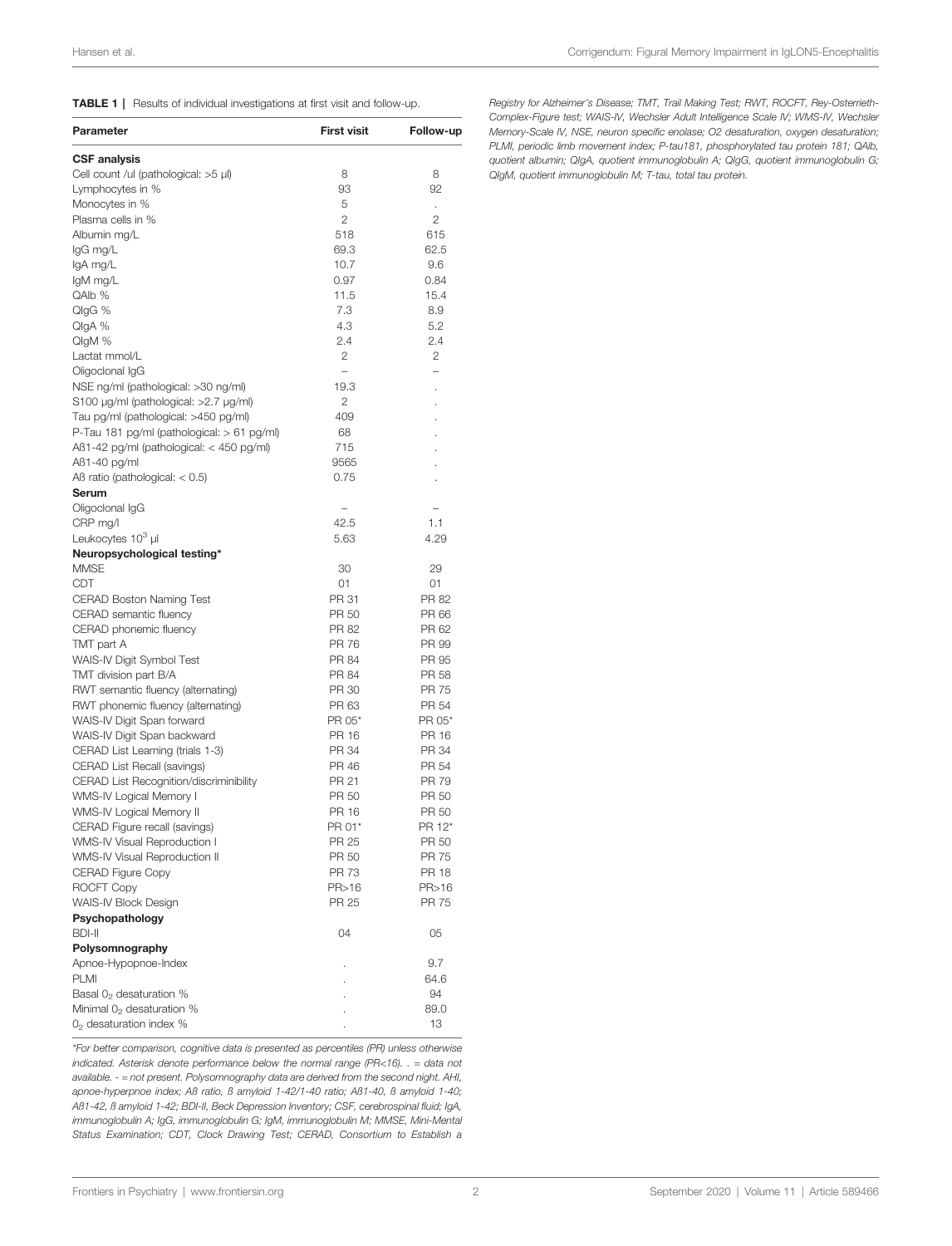**TABLE 1** | Results of individual investigations at first visit and follow-up.

| Parameter | First visit | Follow-up |
|---|---|---|
| **CSF analysis** | | |
| Cell count /ul (pathological: >5 µl) | 8 | 8 |
| Lymphocytes in % | 93 | 92 |
| Monocytes in % | 5 | . |
| Plasma cells in % | 2 | 2 |
| Albumin mg/L | 518 | 615 |
| IgG mg/L | 69.3 | 62.5 |
| IgA mg/L | 10.7 | 9.6 |
| IgM mg/L | 0.97 | 0.84 |
| QAlb % | 11.5 | 15.4 |
| QIgG % | 7.3 | 8.9 |
| QIgA % | 4.3 | 5.2 |
| QIgM % | 2.4 | 2.4 |
| Lactat mmol/L | 2 | 2 |
| Oligoclonal IgG | – | – |
| NSE ng/ml (pathological: >30 ng/ml) | 19.3 | . |
| S100 µg/ml (pathological: >2.7 µg/ml) | 2 | . |
| Tau pg/ml (pathological: >450 pg/ml) | 409 | . |
| P-Tau 181 pg/ml (pathological: > 61 pg/ml) | 68 | . |
| Aß1-42 pg/ml (pathological: < 450 pg/ml) | 715 | . |
| Aß1-40 pg/ml | 9565 | . |
| Aß ratio (pathological: < 0.5) | 0.75 | . |
| **Serum** | | |
| Oligoclonal IgG | – | – |
| CRP mg/l | 42.5 | 1.1 |
| Leukocytes $10^3$ µl | 5.63 | 4.29 |
| **Neuropsychological testing*** | | |
| MMSE | 30 | 29 |
| CDT | 01 | 01 |
| CERAD Boston Naming Test | PR 31 | PR 82 |
| CERAD semantic fluency | PR 50 | PR 66 |
| CERAD phonemic fluency | PR 82 | PR 62 |
| TMT part A | PR 76 | PR 99 |
| WAIS-IV Digit Symbol Test | PR 84 | PR 95 |
| TMT division part B/A | PR 84 | PR 58 |
| RWT semantic fluency (alternating) | PR 30 | PR 75 |
| RWT phonemic fluency (alternating) | PR 63 | PR 54 |
| WAIS-IV Digit Span forward | PR 05* | PR 05* |
| WAIS-IV Digit Span backward | PR 16 | PR 16 |
| CERAD List Learning (trials 1-3) | PR 34 | PR 34 |
| CERAD List Recall (savings) | PR 46 | PR 54 |
| CERAD List Recognition/discriminibility | PR 21 | PR 79 |
| WMS-IV Logical Memory I | PR 50 | PR 50 |
| WMS-IV Logical Memory II | PR 16 | PR 50 |
| CERAD Figure recall (savings) | PR 01* | PR 12* |
| WMS-IV Visual Reproduction I | PR 25 | PR 50 |
| WMS-IV Visual Reproduction II | PR 50 | PR 75 |
| CERAD Figure Copy | PR 73 | PR 18 |
| ROCFT Copy | PR>16 | PR>16 |
| WAIS-IV Block Design | PR 25 | PR 75 |
| **Psychopathology** | | |
| BDI-II | 04 | 05 |
| **Polysomnography** | | |
| Apnoe-Hypopnoe-Index | . | 9.7 |
| PLMI | . | 64.6 |
| Basal $0_2$ desaturation % | . | 94 |
| Minimal $0_2$ desaturation % | . | 89.0 |
| $0_2$ desaturation index % | . | 13 |

*For better comparison, cognitive data is presented as percentiles (PR) unless otherwise indicated. Asterisk denote performance below the normal range (PR<16). . = data not available. - = not present. Polysomnography data are derived from the second night. AHI, apnoe-hyperpnoe index; Aß ratio, ß amyloid 1-42/1-40 ratio; Aß1-40, ß amyloid 1-40; Aß1-42, ß amyloid 1-42; BDI-II, Beck Depression Inventory; CSF, cerebrospinal fluid; IgA, immunoglobulin A; IgG, immunoglobulin G; IgM, immunoglobulin M; MMSE, Mini-Mental Status Examination; CDT, Clock Drawing Test; CERAD, Consortium to Establish a Registry for Alzheimer's Disease; TMT, Trail Making Test; RWT, ROCFT, Rey-Osterrieth-Complex-Figure test; WAIS-IV, Wechsler Adult Intelligence Scale IV; WMS-IV, Wechsler Memory-Scale IV, NSE, neuron specific enolase; O2 desaturation, oxygen desaturation; PLMI, periodic limb movement index; P-tau181, phosphorylated tau protein 181; QAlb, quotient albumin; QIgA, quotient immunoglobulin A; QIgG, quotient immunoglobulin G; QIgM, quotient immunoglobulin M; T-tau, total tau protein.*